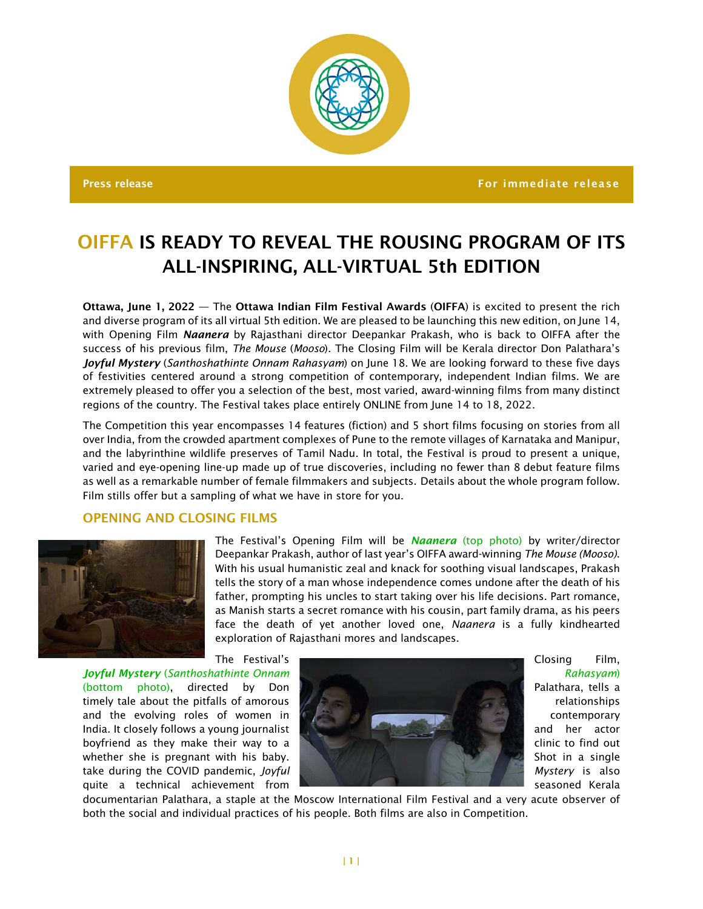**Press release** | **For immediate release**

# OIFFA IS READY TO REVEAL THE ROUSING PROGRAM OF ITS ALL-INSPIRING, ALL-VIRTUAL 5th EDITION

**Ottawa, June 1, 2022** — The **Ottawa Indian Film Festival Awards** (**OIFFA**) is excited to present the rich and diverse program of its all virtual 5th edition. We are pleased to be launching this new edition, on June 14, with Opening Film ***Naanera*** by Rajasthani director Deepankar Prakash, who is back to OIFFA after the success of his previous film, *The Mouse* (*Mooso*). The Closing Film will be Kerala director Don Palathara's ***Joyful Mystery*** (*Santhoshathinte Onnam Rahasyam*) on June 18. We are looking forward to these five days of festivities centered around a strong competition of contemporary, independent Indian films. We are extremely pleased to offer you a selection of the best, most varied, award-winning films from many distinct regions of the country. The Festival takes place entirely ONLINE from June 14 to 18, 2022.

The Competition this year encompasses 14 features (fiction) and 5 short films focusing on stories from all over India, from the crowded apartment complexes of Pune to the remote villages of Karnataka and Manipur, and the labyrinthine wildlife preserves of Tamil Nadu. In total, the Festival is proud to present a unique, varied and eye-opening line-up made up of true discoveries, including no fewer than 8 debut feature films as well as a remarkable number of female filmmakers and subjects. Details about the whole program follow. Film stills offer but a sampling of what we have in store for you.

## OPENING AND CLOSING FILMS

The Festival's Opening Film will be ***Naanera*** (top photo) by writer/director Deepankar Prakash, author of last year's OIFFA award-winning *The Mouse (Mooso)*. With his usual humanistic zeal and knack for soothing visual landscapes, Prakash tells the story of a man whose independence comes undone after the death of his father, prompting his uncles to start taking over his life decisions. Part romance, as Manish starts a secret romance with his cousin, part family drama, as his peers face the death of yet another loved one, *Naanera* is a fully kindhearted exploration of Rajasthani mores and landscapes.

The Festival's Closing Film, ***Joyful Mystery*** (*Santhoshathinte Onnam Rahasyam*) (bottom photo), directed by Don Palathara, tells a timely tale about the pitfalls of amorous relationships and the evolving roles of women in contemporary India. It closely follows a young journalist and her actor boyfriend as they make their way to a clinic to find out whether she is pregnant with his baby. Shot in a single take during the COVID pandemic, *Joyful Mystery* is also quite a technical achievement from seasoned Kerala documentarian Palathara, a staple at the Moscow International Film Festival and a very acute observer of both the social and individual practices of his people. Both films are also in Competition.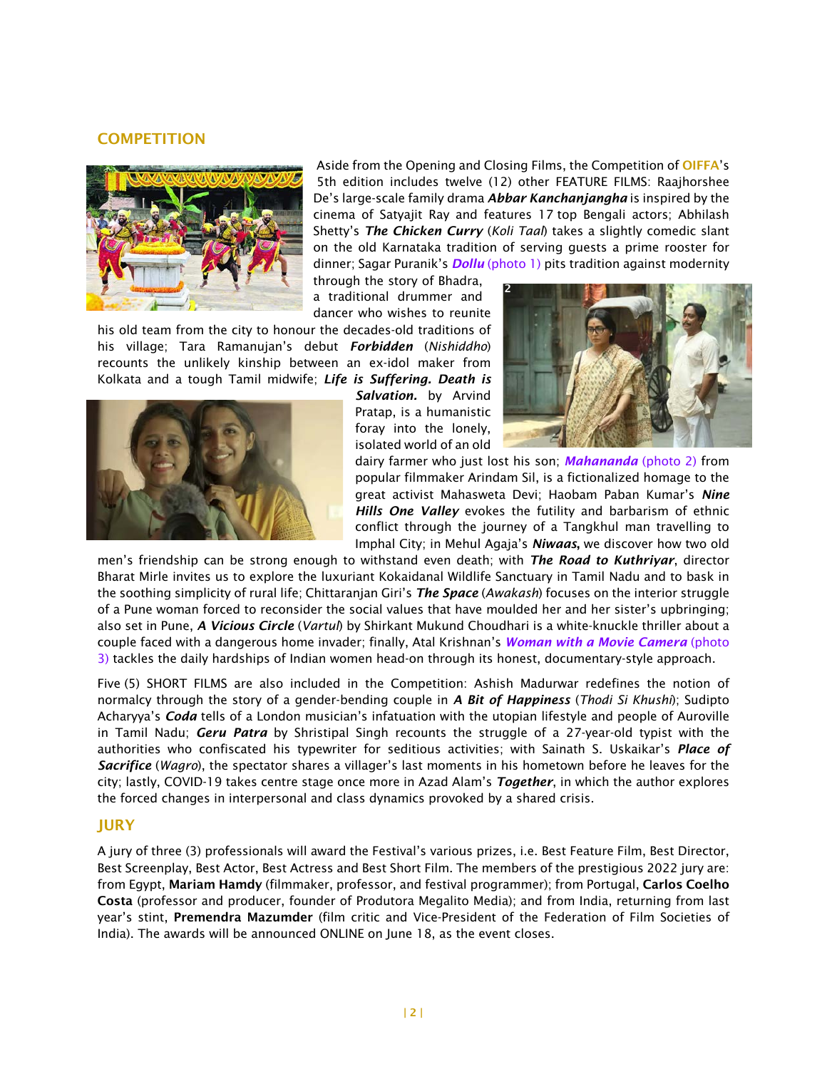## COMPETITION

Aside from the Opening and Closing Films, the Competition of OIFFA's 5th edition includes twelve (12) other FEATURE FILMS: Raajhorshee De's large-scale family drama ***Abbar Kanchanjangha*** is inspired by the cinema of Satyajit Ray and features 17 top Bengali actors; Abhilash Shetty's ***The Chicken Curry*** (*Koli Taal*) takes a slightly comedic slant on the old Karnataka tradition of serving guests a prime rooster for dinner; Sagar Puranik's ***Dollu*** (photo 1) pits tradition against modernity through the story of Bhadra, a traditional drummer and dancer who wishes to reunite his old team from the city to honour the decades-old traditions of his village; Tara Ramanujan's debut ***Forbidden*** (*Nishiddho*) recounts the unlikely kinship between an ex-idol maker from Kolkata and a tough Tamil midwife; ***Life is Suffering. Death is Salvation.*** by Arvind Pratap, is a humanistic foray into the lonely, isolated world of an old dairy farmer who just lost his son; ***Mahananda*** (photo 2) from popular filmmaker Arindam Sil, is a fictionalized homage to the great activist Mahasweta Devi; Haobam Paban Kumar's ***Nine Hills One Valley*** evokes the futility and barbarism of ethnic conflict through the journey of a Tangkhul man travelling to Imphal City; in Mehul Agaja's ***Niwaas,*** we discover how two old men's friendship can be strong enough to withstand even death; with ***The Road to Kuthriyar***, director Bharat Mirle invites us to explore the luxuriant Kokaidanal Wildlife Sanctuary in Tamil Nadu and to bask in the soothing simplicity of rural life; Chittaranjan Giri's ***The Space*** (*Awakash*) focuses on the interior struggle of a Pune woman forced to reconsider the social values that have moulded her and her sister's upbringing; also set in Pune, ***A Vicious Circle*** (*Vartul*) by Shirkant Mukund Choudhari is a white-knuckle thriller about a couple faced with a dangerous home invader; finally, Atal Krishnan's ***Woman with a Movie Camera*** (photo 3) tackles the daily hardships of Indian women head-on through its honest, documentary-style approach.

Five (5) SHORT FILMS are also included in the Competition: Ashish Madurwar redefines the notion of normalcy through the story of a gender-bending couple in ***A Bit of Happiness*** (*Thodi Si Khushi*); Sudipto Acharyya's ***Coda*** tells of a London musician's infatuation with the utopian lifestyle and people of Auroville in Tamil Nadu; ***Geru Patra*** by Shristipal Singh recounts the struggle of a 27-year-old typist with the authorities who confiscated his typewriter for seditious activities; with Sainath S. Uskaikar's ***Place of Sacrifice*** (*Wagro*), the spectator shares a villager's last moments in his hometown before he leaves for the city; lastly, COVID-19 takes centre stage once more in Azad Alam's ***Together***, in which the author explores the forced changes in interpersonal and class dynamics provoked by a shared crisis.

## JURY

A jury of three (3) professionals will award the Festival's various prizes, i.e. Best Feature Film, Best Director, Best Screenplay, Best Actor, Best Actress and Best Short Film. The members of the prestigious 2022 jury are: from Egypt, **Mariam Hamdy** (filmmaker, professor, and festival programmer); from Portugal, **Carlos Coelho Costa** (professor and producer, founder of Produtora Megalito Media); and from India, returning from last year's stint, **Premendra Mazumder** (film critic and Vice-President of the Federation of Film Societies of India). The awards will be announced ONLINE on June 18, as the event closes.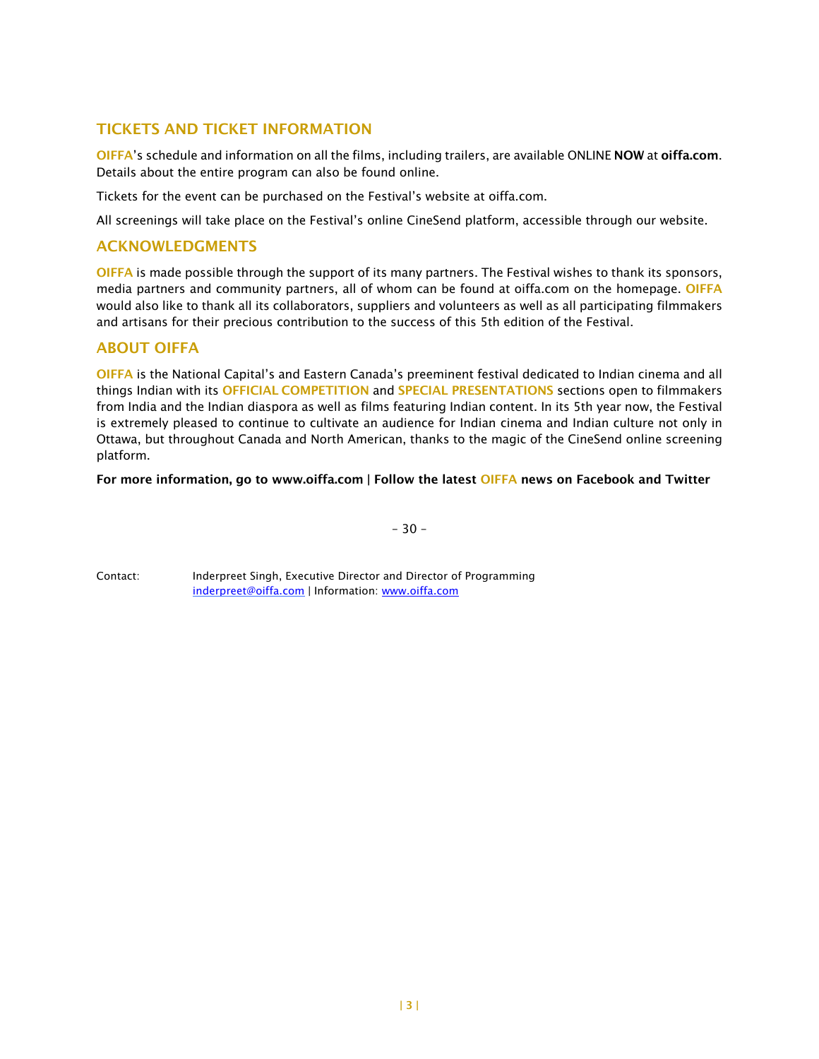## TICKETS AND TICKET INFORMATION

OIFFA's schedule and information on all the films, including trailers, are available ONLINE **NOW** at **oiffa.com**. Details about the entire program can also be found online.

Tickets for the event can be purchased on the Festival's website at oiffa.com.

All screenings will take place on the Festival's online CineSend platform, accessible through our website.

## ACKNOWLEDGMENTS

OIFFA is made possible through the support of its many partners. The Festival wishes to thank its sponsors, media partners and community partners, all of whom can be found at oiffa.com on the homepage. OIFFA would also like to thank all its collaborators, suppliers and volunteers as well as all participating filmmakers and artisans for their precious contribution to the success of this 5th edition of the Festival.

## ABOUT OIFFA

OIFFA is the National Capital's and Eastern Canada's preeminent festival dedicated to Indian cinema and all things Indian with its OFFICIAL COMPETITION and SPECIAL PRESENTATIONS sections open to filmmakers from India and the Indian diaspora as well as films featuring Indian content. In its 5th year now, the Festival is extremely pleased to continue to cultivate an audience for Indian cinema and Indian culture not only in Ottawa, but throughout Canada and North American, thanks to the magic of the CineSend online screening platform.

**For more information, go to www.oiffa.com | Follow the latest OIFFA news on Facebook and Twitter**

– 30 –

Contact: Inderpreet Singh, Executive Director and Director of Programming
inderpreet@oiffa.com | Information: www.oiffa.com